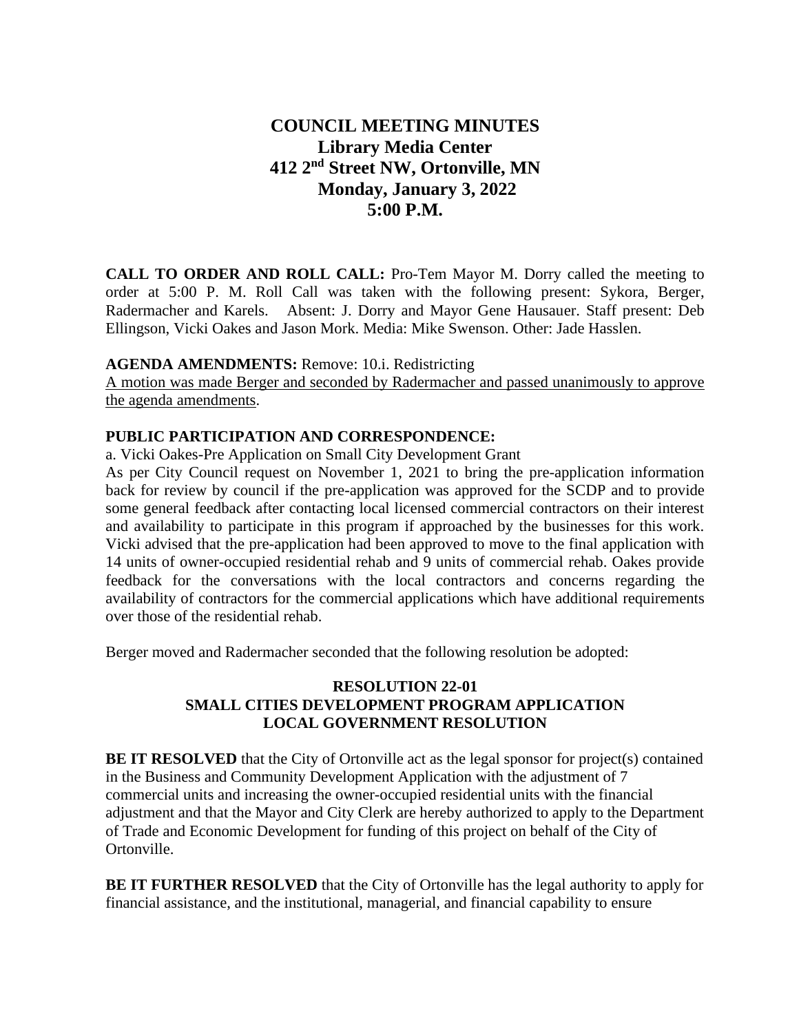# COUNCIL MEETING MINUTES
## Library Media Center
## 412 2nd Street NW, Ortonville, MN
## Monday, January 3, 2022
## 5:00 P.M.

**CALL TO ORDER AND ROLL CALL:** Pro-Tem Mayor M. Dorry called the meeting to order at 5:00 P. M. Roll Call was taken with the following present: Sykora, Berger, Radermacher and Karels. Absent: J. Dorry and Mayor Gene Hausauer. Staff present: Deb Ellingson, Vicki Oakes and Jason Mork. Media: Mike Swenson. Other: Jade Hasslen.

**AGENDA AMENDMENTS:** Remove: 10.i. Redistricting
A motion was made Berger and seconded by Radermacher and passed unanimously to approve the agenda amendments.

**PUBLIC PARTICIPATION AND CORRESPONDENCE:**

a. Vicki Oakes-Pre Application on Small City Development Grant

As per City Council request on November 1, 2021 to bring the pre-application information back for review by council if the pre-application was approved for the SCDP and to provide some general feedback after contacting local licensed commercial contractors on their interest and availability to participate in this program if approached by the businesses for this work. Vicki advised that the pre-application had been approved to move to the final application with 14 units of owner-occupied residential rehab and 9 units of commercial rehab. Oakes provide feedback for the conversations with the local contractors and concerns regarding the availability of contractors for the commercial applications which have additional requirements over those of the residential rehab.

Berger moved and Radermacher seconded that the following resolution be adopted:

**RESOLUTION 22-01**
**SMALL CITIES DEVELOPMENT PROGRAM APPLICATION**
**LOCAL GOVERNMENT RESOLUTION**

**BE IT RESOLVED** that the City of Ortonville act as the legal sponsor for project(s) contained in the Business and Community Development Application with the adjustment of 7 commercial units and increasing the owner-occupied residential units with the financial adjustment and that the Mayor and City Clerk are hereby authorized to apply to the Department of Trade and Economic Development for funding of this project on behalf of the City of Ortonville.

**BE IT FURTHER RESOLVED** that the City of Ortonville has the legal authority to apply for financial assistance, and the institutional, managerial, and financial capability to ensure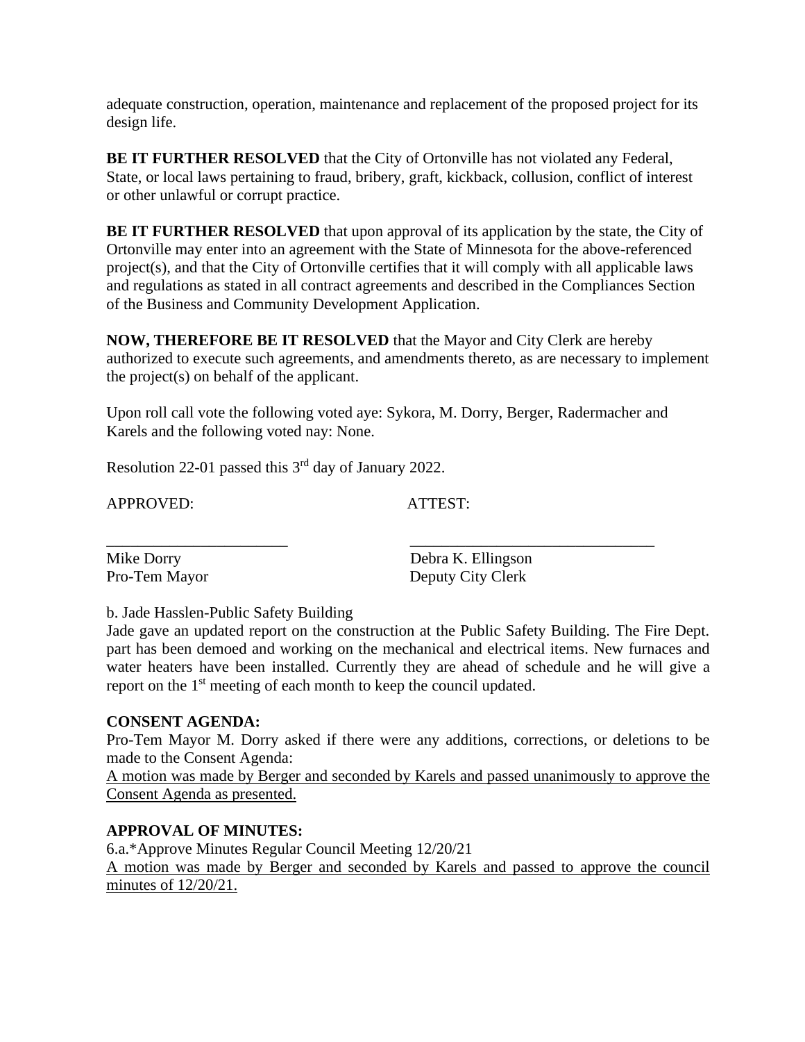adequate construction, operation, maintenance and replacement of the proposed project for its design life.

**BE IT FURTHER RESOLVED** that the City of Ortonville has not violated any Federal, State, or local laws pertaining to fraud, bribery, graft, kickback, collusion, conflict of interest or other unlawful or corrupt practice.

**BE IT FURTHER RESOLVED** that upon approval of its application by the state, the City of Ortonville may enter into an agreement with the State of Minnesota for the above-referenced project(s), and that the City of Ortonville certifies that it will comply with all applicable laws and regulations as stated in all contract agreements and described in the Compliances Section of the Business and Community Development Application.

**NOW, THEREFORE BE IT RESOLVED** that the Mayor and City Clerk are hereby authorized to execute such agreements, and amendments thereto, as are necessary to implement the project(s) on behalf of the applicant.

Upon roll call vote the following voted aye: Sykora, M. Dorry, Berger, Radermacher and Karels and the following voted nay: None.

Resolution 22-01 passed this 3rd day of January 2022.

APPROVED: ATTEST:

\_\_\_\_\_\_\_\_\_\_\_\_\_\_\_\_\_\_\_\_\_\_\_ \_\_\_\_\_\_\_\_\_\_\_\_\_\_\_\_\_\_\_\_\_\_\_\_\_\_\_\_\_\_\_

Mike Dorry — Pro-Tem Mayor

Debra K. Ellingson — Deputy City Clerk

b. Jade Hasslen-Public Safety Building

Jade gave an updated report on the construction at the Public Safety Building. The Fire Dept. part has been demoed and working on the mechanical and electrical items. New furnaces and water heaters have been installed. Currently they are ahead of schedule and he will give a report on the 1st meeting of each month to keep the council updated.

**CONSENT AGENDA:**

Pro-Tem Mayor M. Dorry asked if there were any additions, corrections, or deletions to be made to the Consent Agenda:

<u>A motion was made by Berger and seconded by Karels and passed unanimously to approve the Consent Agenda as presented.</u>

**APPROVAL OF MINUTES:**

6.a.*Approve Minutes Regular Council Meeting 12/20/21

<u>A motion was made by Berger and seconded by Karels and passed to approve the council minutes of 12/20/21.</u>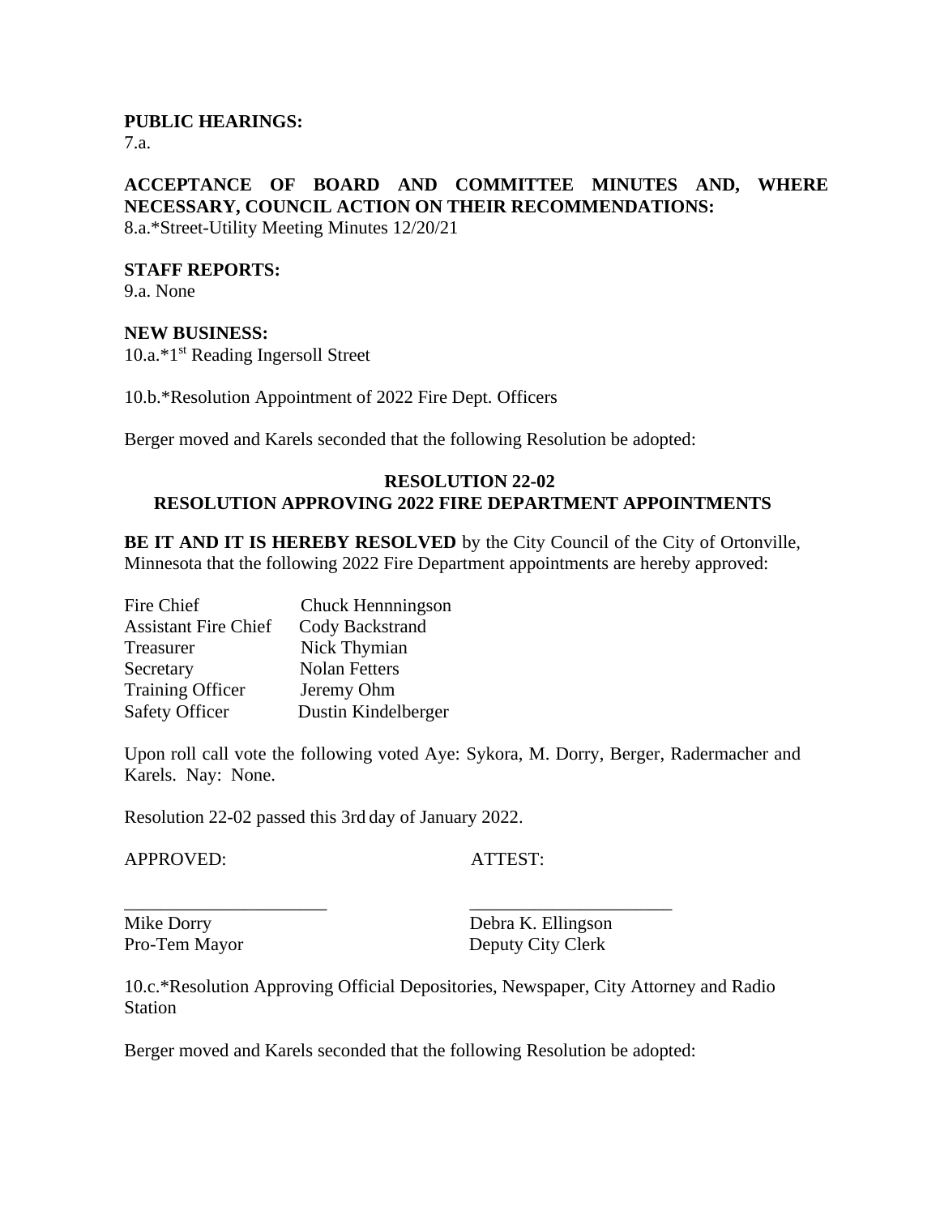**PUBLIC HEARINGS:**
7.a.

**ACCEPTANCE OF BOARD AND COMMITTEE MINUTES AND, WHERE NECESSARY, COUNCIL ACTION ON THEIR RECOMMENDATIONS:**
8.a.*Street-Utility Meeting Minutes 12/20/21

**STAFF REPORTS:**
9.a. None

**NEW BUSINESS:**
10.a.*1st Reading Ingersoll Street

10.b.*Resolution Appointment of 2022 Fire Dept. Officers

Berger moved and Karels seconded that the following Resolution be adopted:

**RESOLUTION 22-02**
**RESOLUTION APPROVING 2022 FIRE DEPARTMENT APPOINTMENTS**

**BE IT AND IT IS HEREBY RESOLVED** by the City Council of the City of Ortonville, Minnesota that the following 2022 Fire Department appointments are hereby approved:

| | |
|---|---|
| Fire Chief | Chuck Hennningson |
| Assistant Fire Chief | Cody Backstrand |
| Treasurer | Nick Thymian |
| Secretary | Nolan Fetters |
| Training Officer | Jeremy Ohm |
| Safety Officer | Dustin Kindelberger |

Upon roll call vote the following voted Aye: Sykora, M. Dorry, Berger, Radermacher and Karels. Nay: None.

Resolution 22-02 passed this 3rd day of January 2022.

APPROVED: ATTEST:

______________________ ______________________
Mike Dorry Debra K. Ellingson
Pro-Tem Mayor Deputy City Clerk

10.c.*Resolution Approving Official Depositories, Newspaper, City Attorney and Radio Station

Berger moved and Karels seconded that the following Resolution be adopted: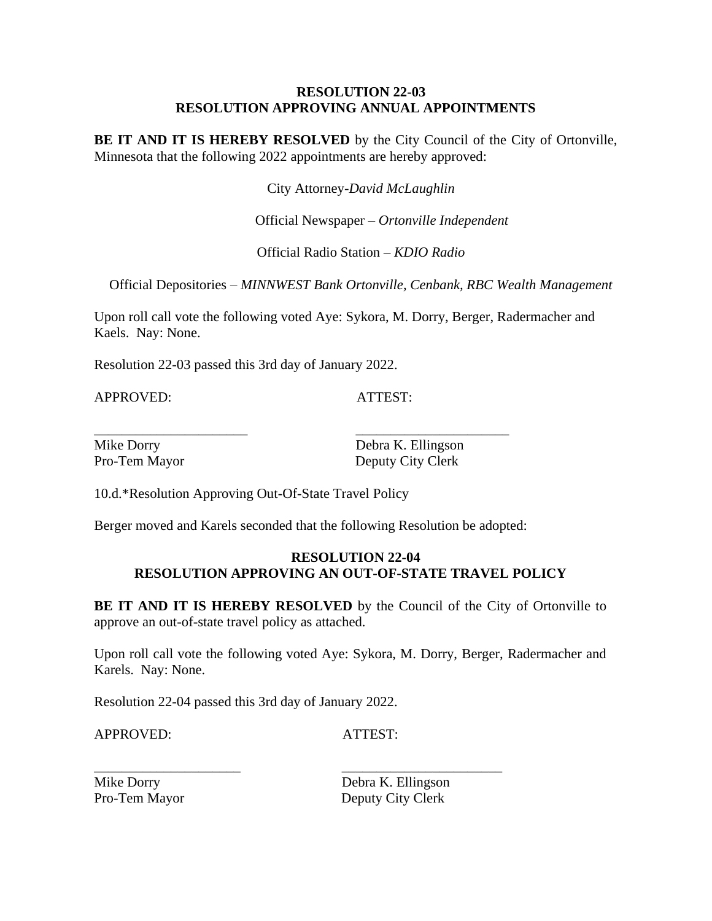**RESOLUTION 22-03**
**RESOLUTION APPROVING ANNUAL APPOINTMENTS**

**BE IT AND IT IS HEREBY RESOLVED** by the City Council of the City of Ortonville, Minnesota that the following 2022 appointments are hereby approved:

City Attorney-*David McLaughlin*

Official Newspaper – *Ortonville Independent*

Official Radio Station – *KDIO Radio*

Official Depositories – *MINNWEST Bank Ortonville, Cenbank, RBC Wealth Management*

Upon roll call vote the following voted Aye: Sykora, M. Dorry, Berger, Radermacher and Kaels. Nay: None.

Resolution 22-03 passed this 3rd day of January 2022.

APPROVED: ATTEST:

\_\_\_\_\_\_\_\_\_\_\_\_\_\_\_\_\_\_\_\_\_\_ \_\_\_\_\_\_\_\_\_\_\_\_\_\_\_\_\_\_\_\_\_\_

Mike Dorry
Pro-Tem Mayor

Debra K. Ellingson
Deputy City Clerk

10.d.*Resolution Approving Out-Of-State Travel Policy

Berger moved and Karels seconded that the following Resolution be adopted:

**RESOLUTION 22-04**
**RESOLUTION APPROVING AN OUT-OF-STATE TRAVEL POLICY**

**BE IT AND IT IS HEREBY RESOLVED** by the Council of the City of Ortonville to approve an out-of-state travel policy as attached.

Upon roll call vote the following voted Aye: Sykora, M. Dorry, Berger, Radermacher and Karels. Nay: None.

Resolution 22-04 passed this 3rd day of January 2022.

APPROVED: ATTEST:

\_\_\_\_\_\_\_\_\_\_\_\_\_\_\_\_\_\_\_\_\_\_ \_\_\_\_\_\_\_\_\_\_\_\_\_\_\_\_\_\_\_\_\_\_

Mike Dorry
Pro-Tem Mayor

Debra K. Ellingson
Deputy City Clerk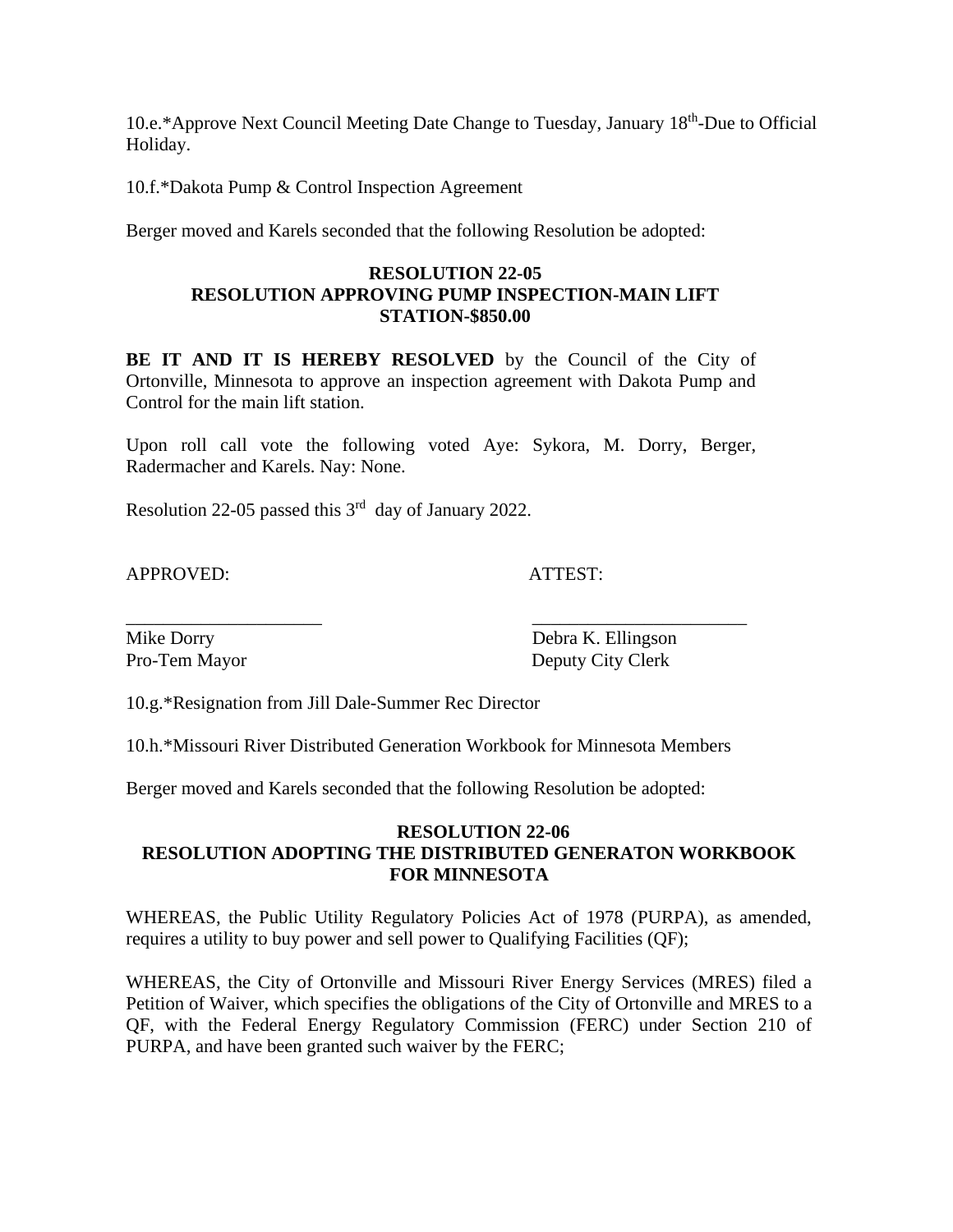10.e.*Approve Next Council Meeting Date Change to Tuesday, January 18th-Due to Official Holiday.

10.f.*Dakota Pump & Control Inspection Agreement

Berger moved and Karels seconded that the following Resolution be adopted:

**RESOLUTION 22-05**
**RESOLUTION APPROVING PUMP INSPECTION-MAIN LIFT STATION-$850.00**

**BE IT AND IT IS HEREBY RESOLVED** by the Council of the City of Ortonville, Minnesota to approve an inspection agreement with Dakota Pump and Control for the main lift station.

Upon roll call vote the following voted Aye: Sykora, M. Dorry, Berger, Radermacher and Karels. Nay: None.

Resolution 22-05 passed this 3rd day of January 2022.

APPROVED: ATTEST:

_____________________ _______________________
Mike Dorry Debra K. Ellingson
Pro-Tem Mayor Deputy City Clerk

10.g.*Resignation from Jill Dale-Summer Rec Director

10.h.*Missouri River Distributed Generation Workbook for Minnesota Members

Berger moved and Karels seconded that the following Resolution be adopted:

**RESOLUTION 22-06**
**RESOLUTION ADOPTING THE DISTRIBUTED GENERATON WORKBOOK FOR MINNESOTA**

WHEREAS, the Public Utility Regulatory Policies Act of 1978 (PURPA), as amended, requires a utility to buy power and sell power to Qualifying Facilities (QF);

WHEREAS, the City of Ortonville and Missouri River Energy Services (MRES) filed a Petition of Waiver, which specifies the obligations of the City of Ortonville and MRES to a QF, with the Federal Energy Regulatory Commission (FERC) under Section 210 of PURPA, and have been granted such waiver by the FERC;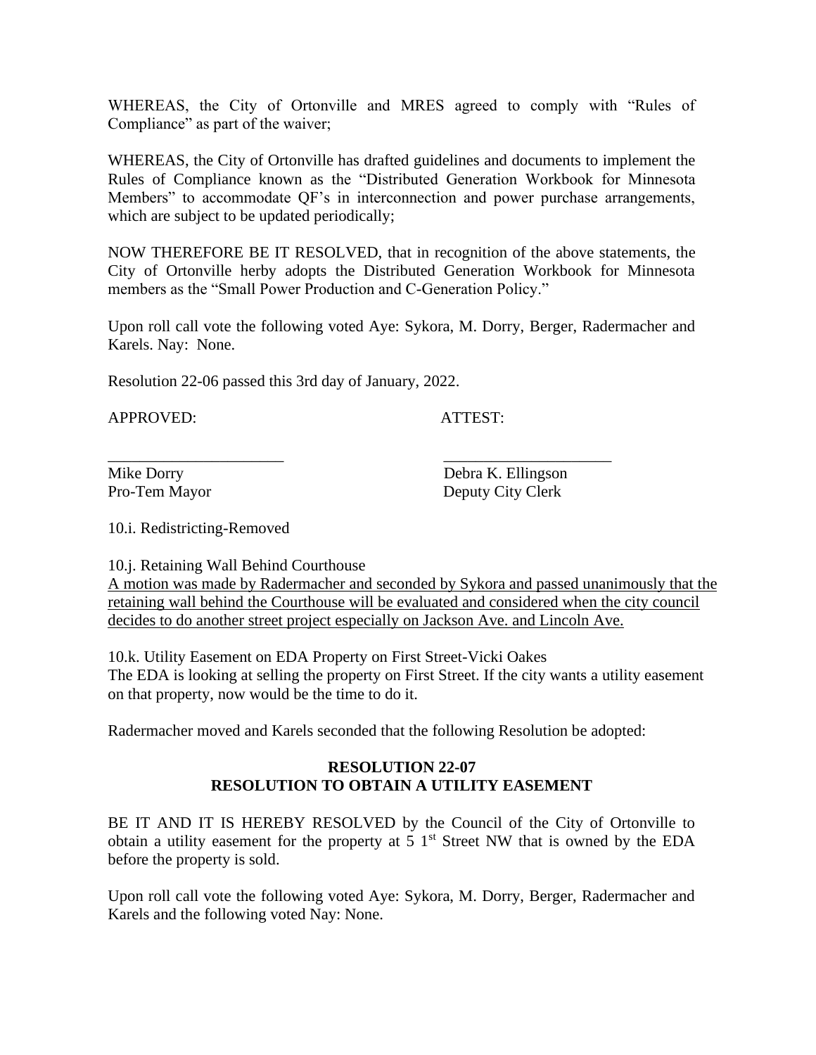WHEREAS, the City of Ortonville and MRES agreed to comply with "Rules of Compliance" as part of the waiver;

WHEREAS, the City of Ortonville has drafted guidelines and documents to implement the Rules of Compliance known as the "Distributed Generation Workbook for Minnesota Members" to accommodate QF's in interconnection and power purchase arrangements, which are subject to be updated periodically;

NOW THEREFORE BE IT RESOLVED, that in recognition of the above statements, the City of Ortonville herby adopts the Distributed Generation Workbook for Minnesota members as the "Small Power Production and C-Generation Policy."

Upon roll call vote the following voted Aye: Sykora, M. Dorry, Berger, Radermacher and Karels. Nay: None.

Resolution 22-06 passed this 3rd day of January, 2022.

APPROVED: ATTEST:

______________________ ______________________

Mike Dorry
Pro-Tem Mayor

Debra K. Ellingson
Deputy City Clerk

10.i. Redistricting-Removed

10.j. Retaining Wall Behind Courthouse

<u>A motion was made by Radermacher and seconded by Sykora and passed unanimously that the retaining wall behind the Courthouse will be evaluated and considered when the city council decides to do another street project especially on Jackson Ave. and Lincoln Ave.</u>

10.k. Utility Easement on EDA Property on First Street-Vicki Oakes

The EDA is looking at selling the property on First Street. If the city wants a utility easement on that property, now would be the time to do it.

Radermacher moved and Karels seconded that the following Resolution be adopted:

**RESOLUTION 22-07**
**RESOLUTION TO OBTAIN A UTILITY EASEMENT**

BE IT AND IT IS HEREBY RESOLVED by the Council of the City of Ortonville to obtain a utility easement for the property at 5 1st Street NW that is owned by the EDA before the property is sold.

Upon roll call vote the following voted Aye: Sykora, M. Dorry, Berger, Radermacher and Karels and the following voted Nay: None.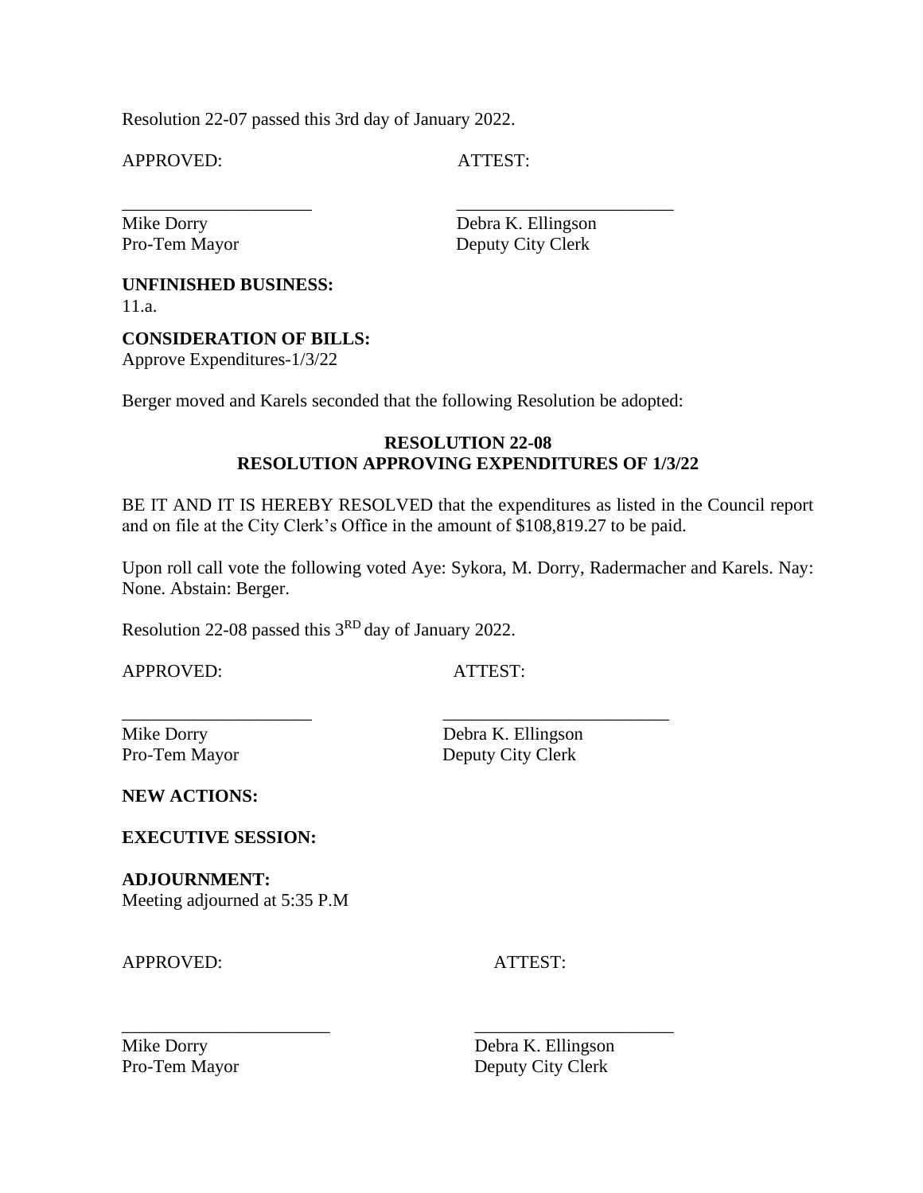Resolution 22-07 passed this 3rd day of January 2022.

APPROVED: ATTEST:

\_\_\_\_\_\_\_\_\_\_\_\_\_\_\_\_\_\_\_\_\_ \_\_\_\_\_\_\_\_\_\_\_\_\_\_\_\_\_\_\_\_\_\_\_\_

Mike Dorry Debra K. Ellingson
Pro-Tem Mayor Deputy City Clerk

**UNFINISHED BUSINESS:**
11.a.

**CONSIDERATION OF BILLS:**
Approve Expenditures-1/3/22

Berger moved and Karels seconded that the following Resolution be adopted:

**RESOLUTION 22-08**
**RESOLUTION APPROVING EXPENDITURES OF 1/3/22**

BE IT AND IT IS HEREBY RESOLVED that the expenditures as listed in the Council report and on file at the City Clerk's Office in the amount of $108,819.27 to be paid.

Upon roll call vote the following voted Aye: Sykora, M. Dorry, Radermacher and Karels. Nay: None. Abstain: Berger.

Resolution 22-08 passed this 3RD day of January 2022.

APPROVED: ATTEST:

\_\_\_\_\_\_\_\_\_\_\_\_\_\_\_\_\_\_\_\_\_ \_\_\_\_\_\_\_\_\_\_\_\_\_\_\_\_\_\_\_\_\_\_\_\_\_

Mike Dorry Debra K. Ellingson
Pro-Tem Mayor Deputy City Clerk

**NEW ACTIONS:**

**EXECUTIVE SESSION:**

**ADJOURNMENT:**
Meeting adjourned at 5:35 P.M

APPROVED: ATTEST:

\_\_\_\_\_\_\_\_\_\_\_\_\_\_\_\_\_\_\_\_\_\_\_ \_\_\_\_\_\_\_\_\_\_\_\_\_\_\_\_\_\_\_\_\_\_

Mike Dorry Debra K. Ellingson
Pro-Tem Mayor Deputy City Clerk